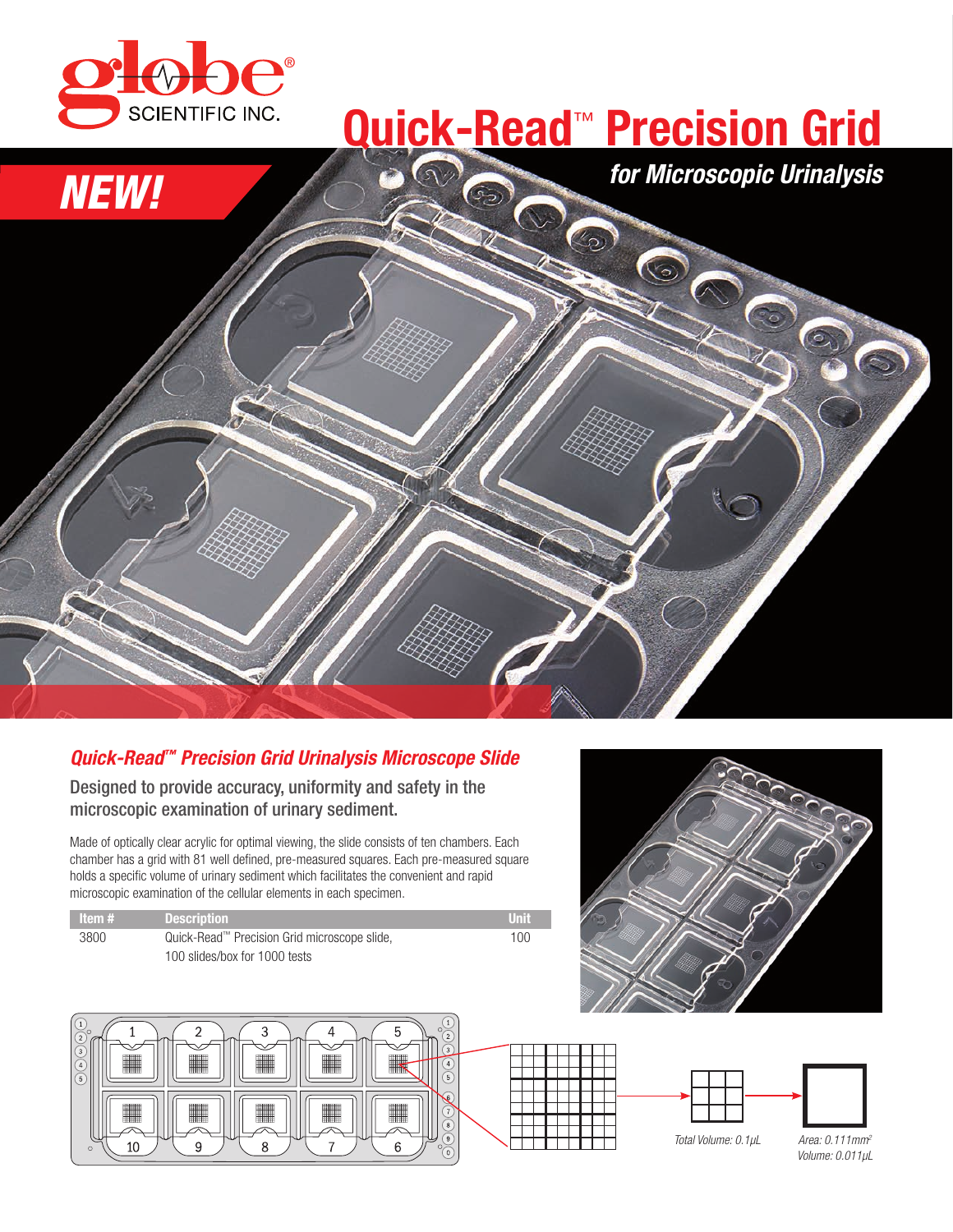# Quick-Read™ Precision Grid

## for Microscopic Urinalysis

*NEW!*

### *Quick-Read™ Precision Grid Urinalysis Microscope Slide*

**Designed to provide accuracy, uniformity and safety in the microscopic examination of urinary sediment.**

Made of optically clear acrylic for optimal viewing, the slide consists of ten chambers. Each chamber has a grid with 81 well defined, pre-measured squares. Each pre-measured square holds a specific volume of urinary sediment which facilitates the convenient and rapid microscopic examination of the cellular elements in each specimen.

| Item # | Description | Unit |
|---|---|---|
| 3800 | Quick-Read™ Precision Grid microscope slide, 100 slides/box for 1000 tests | 100 |

*Total Volume: 0.1µL*

*Area: 0.111mm²*
*Volume: 0.011µL*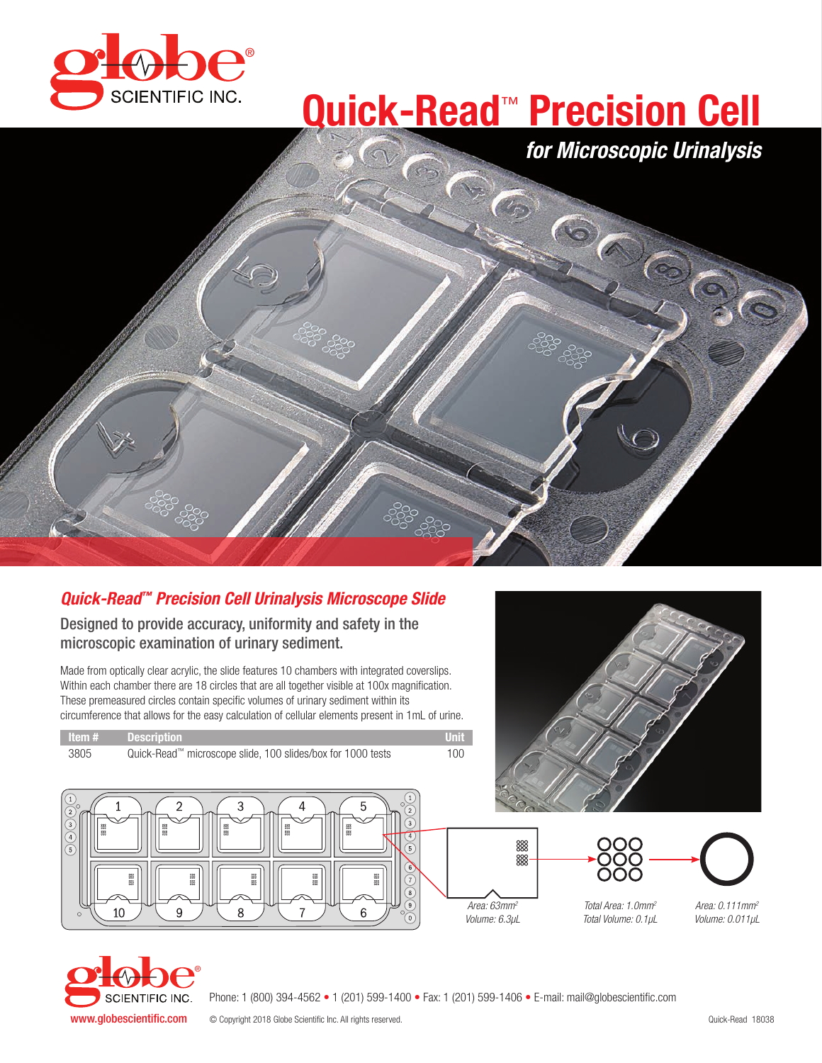# Quick-Read™ Precision Cell

## *for Microscopic Urinalysis*

### *Quick-Read™ Precision Cell Urinalysis Microscope Slide*

Designed to provide accuracy, uniformity and safety in the microscopic examination of urinary sediment.

Made from optically clear acrylic, the slide features 10 chambers with integrated coverslips. Within each chamber there are 18 circles that are all together visible at 100x magnification. These premeasured circles contain specific volumes of urinary sediment within its circumference that allows for the easy calculation of cellular elements present in 1mL of urine.

| Item # | Description | Unit |
|---|---|---|
| 3805 | Quick-Read™ microscope slide, 100 slides/box for 1000 tests | 100 |

*Area: $63mm^2$*
*Volume: 6.3µL*

*Total Area: $1.0mm^2$*
*Total Volume: 0.1µL*

*Area: $0.111mm^2$*
*Volume: 0.011µL*

Phone: 1 (800) 394-4562 • 1 (201) 599-1400 • Fax: 1 (201) 599-1406 • E-mail: mail@globescientific.com

www.globescientific.com

© Copyright 2018 Globe Scientific Inc. All rights reserved.

Quick-Read 18038